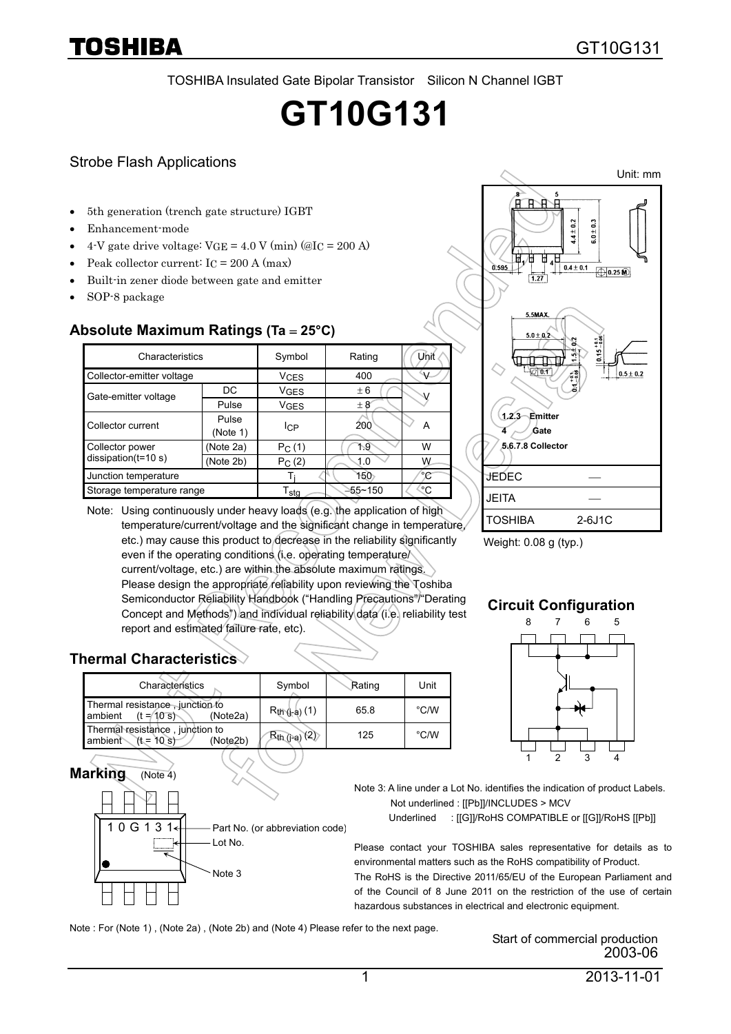TOSHIBA Insulated Gate Bipolar Transistor Silicon N Channel IGBT

# GT10G131

## Strobe Flash Applications

- 5th generation (trench gate structure) IGBT
- Enhancement-mode
- 4-V gate drive voltage: $V_{GE}$ = 4.0 V (min) (@$I_C$ = 200 A)
- Peak collector current: $I_C$ = 200 A (max)
- Built-in zener diode between gate and emitter
- SOP-8 package

Unit: mm

1.2.3 Emitter
4 Gate
5.6.7.8 Collector

| | |
|---|---|
| JEDEC | ― |
| JEITA | ― |
| TOSHIBA | 2-6J1C |

Weight: 0.08 g (typ.)

### Absolute Maximum Ratings (Ta = 25°C)

| Characteristics | | Symbol | Rating | Unit |
|---|---|---|---|---|
| Collector-emitter voltage | | $V_{CES}$ | 400 | V |
| Gate-emitter voltage | DC | $V_{GES}$ | ± 6 | V |
| | Pulse | $V_{GES}$ | ± 8 | |
| Collector current | Pulse (Note 1) | $I_{CP}$ | 200 | A |
| Collector power dissipation(t=10 s) | (Note 2a) | $P_C$ (1) | 1.9 | W |
| | (Note 2b) | $P_C$ (2) | 1.0 | W |
| Junction temperature | | $T_j$ | 150 | °C |
| Storage temperature range | | $T_{stg}$ | −55~150 | °C |

Note: Using continuously under heavy loads (e.g. the application of high temperature/current/voltage and the significant change in temperature, etc.) may cause this product to decrease in the reliability significantly even if the operating conditions (i.e. operating temperature/ current/voltage, etc.) are within the absolute maximum ratings. Please design the appropriate reliability upon reviewing the Toshiba Semiconductor Reliability Handbook ("Handling Precautions"/"Derating Concept and Methods") and individual reliability data (i.e. reliability test report and estimated failure rate, etc).

### Circuit Configuration

### Thermal Characteristics

| Characteristics | Symbol | Rating | Unit |
|---|---|---|---|
| Thermal resistance , junction to ambient (t = 10 s) (Note2a) | $R_{th\ (j-a)}$ (1) | 65.8 | °C/W |
| Thermal resistance , junction to ambient (t = 10 s) (Note2b) | $R_{th\ (j-a)}$ (2) | 125 | °C/W |

### Marking (Note 4)

10G131 — Part No. (or abbreviation code)
Lot No.
Note 3

Note 3: A line under a Lot No. identifies the indication of product Labels.
Not underlined : [[Pb]]/INCLUDES > MCV
Underlined : [[G]]/RoHS COMPATIBLE or [[G]]/RoHS [[Pb]]

Please contact your TOSHIBA sales representative for details as to environmental matters such as the RoHS compatibility of Product.
The RoHS is the Directive 2011/65/EU of the European Parliament and of the Council of 8 June 2011 on the restriction of the use of certain hazardous substances in electrical and electronic equipment.

Note : For (Note 1) , (Note 2a) , (Note 2b) and (Note 4) Please refer to the next page.

Start of commercial production
2003-06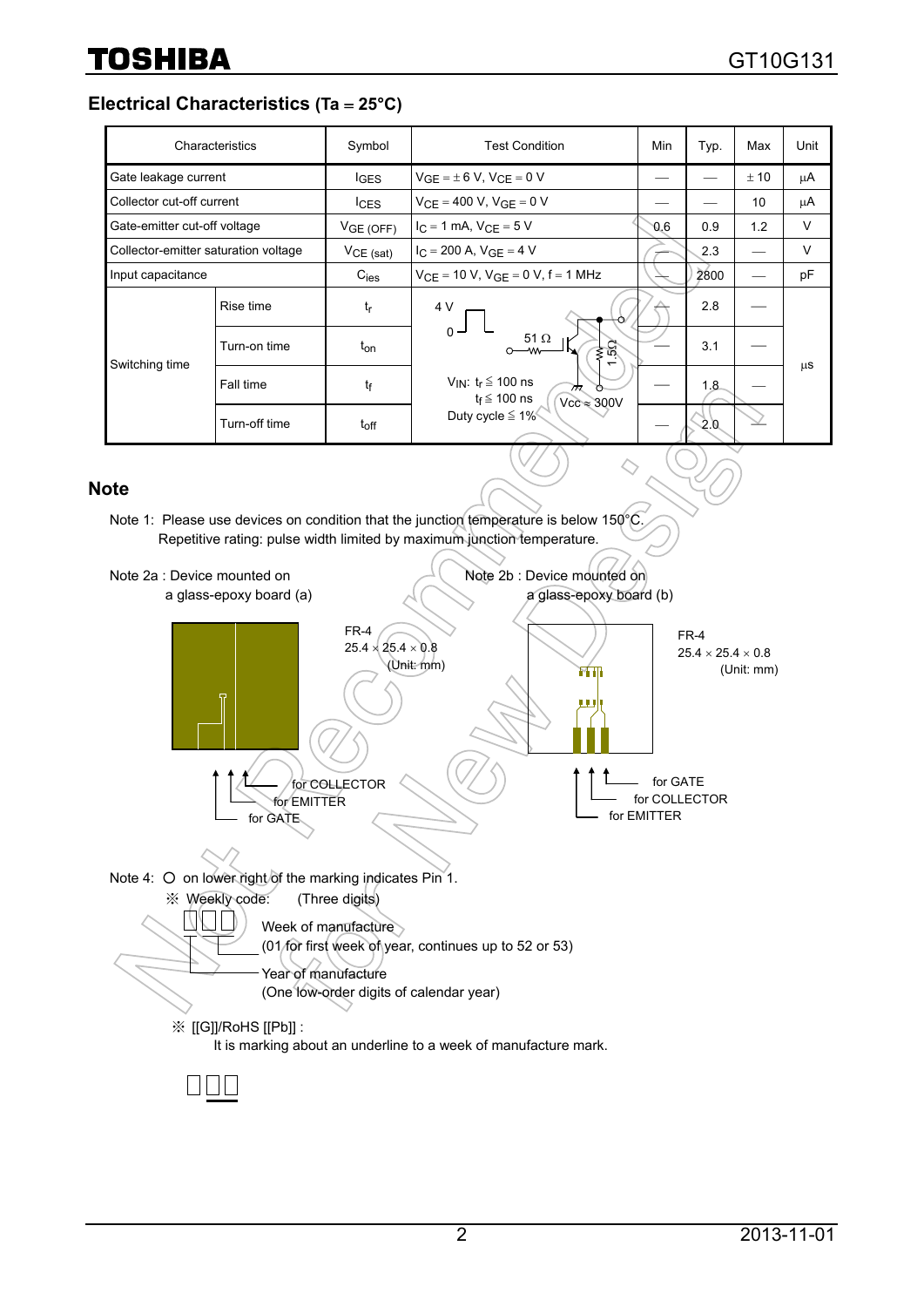## Electrical Characteristics (Ta = 25°C)

| Characteristics | | Symbol | Test Condition | Min | Typ. | Max | Unit |
|---|---|---|---|---|---|---|---|
| Gate leakage current | | $I_{GES}$ | $V_{GE}$ = ± 6 V, $V_{CE}$ = 0 V | — | — | ± 10 | μA |
| Collector cut-off current | | $I_{CES}$ | $V_{CE}$ = 400 V, $V_{GE}$ = 0 V | — | — | 10 | μA |
| Gate-emitter cut-off voltage | | $V_{GE\ (OFF)}$ | $I_C$ = 1 mA, $V_{CE}$ = 5 V | 0.6 | 0.9 | 1.2 | V |
| Collector-emitter saturation voltage | | $V_{CE\ (sat)}$ | $I_C$ = 200 A, $V_{GE}$ = 4 V | — | 2.3 | — | V |
| Input capacitance | | $C_{ies}$ | $V_{CE}$ = 10 V, $V_{GE}$ = 0 V, f = 1 MHz | — | 2800 | — | pF |
| Switching time | Rise time | $t_r$ | 4 V / 0, 51 Ω, 1.5 Ω, Vcc ≈ 300V; $V_{IN}$: $t_r \leqq$ 100 ns, $t_f \leqq$ 100 ns; Duty cycle ≦ 1% | — | 2.8 | — | μs |
| | Turn-on time | $t_{on}$ | | — | 3.1 | — | μs |
| | Fall time | $t_f$ | | — | 1.8 | — | μs |
| | Turn-off time | $t_{off}$ | | — | 2.0 | — | μs |

## Note

Note 1: Please use devices on condition that the junction temperature is below 150°C.
Repetitive rating: pulse width limited by maximum junction temperature.

Note 2a : Device mounted on a glass-epoxy board (a)

FR-4
25.4 × 25.4 × 0.8
(Unit: mm)

for COLLECTOR
for EMITTER
for GATE

Note 2b : Device mounted on a glass-epoxy board (b)

FR-4
25.4 × 25.4 × 0.8
(Unit: mm)

for GATE
for COLLECTOR
for EMITTER

Note 4: ○ on lower right of the marking indicates Pin 1.

※ Weekly code: (Three digits)

Week of manufacture
(01 for first week of year, continues up to 52 or 53)

Year of manufacture
(One low-order digits of calendar year)

※ [[G]]/RoHS [[Pb]] :
It is marking about an underline to a week of manufacture mark.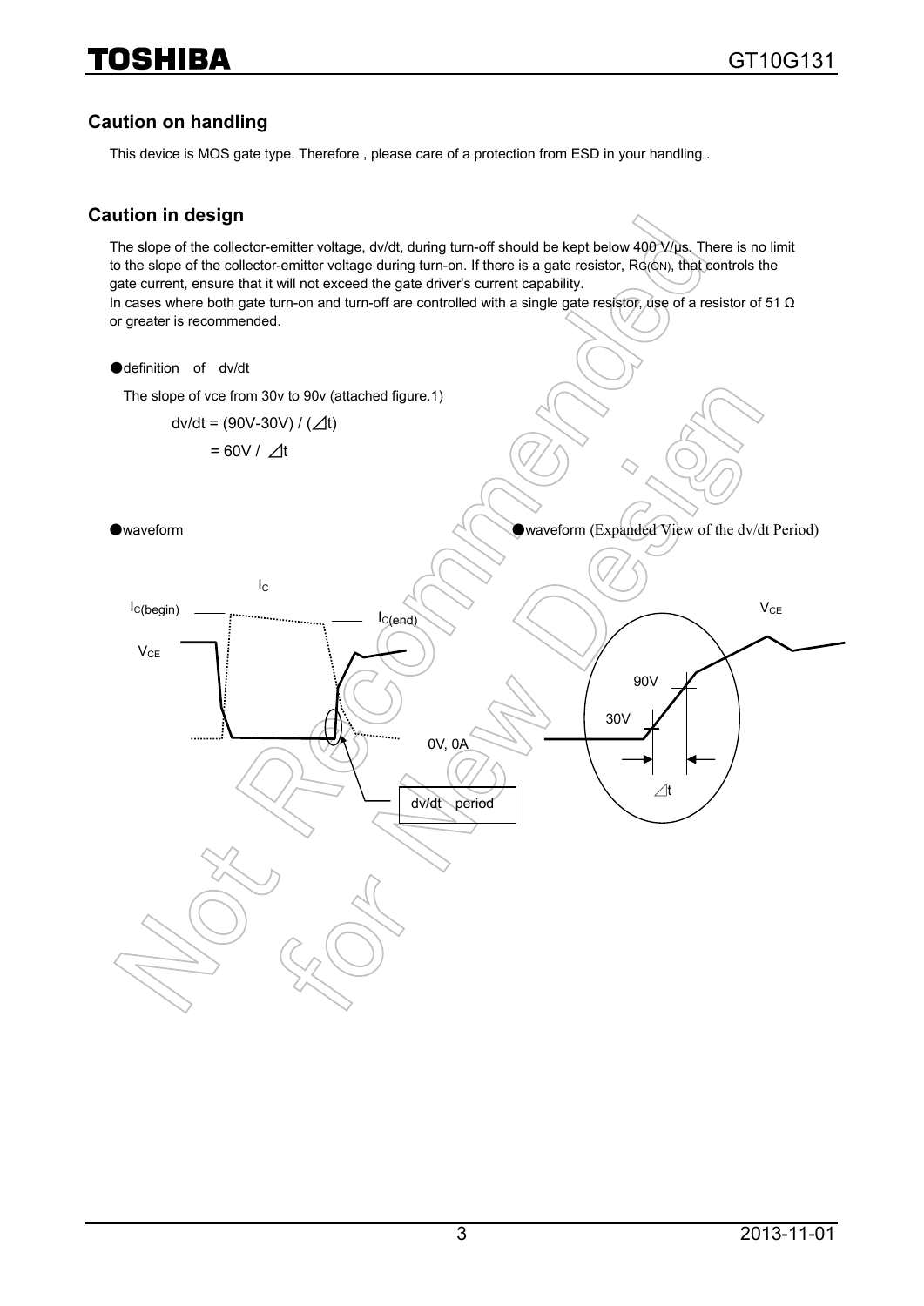## Caution on handling

This device is MOS gate type. Therefore , please care of a protection from ESD in your handling .

## Caution in design

The slope of the collector-emitter voltage, dv/dt, during turn-off should be kept below 400 V/μs. There is no limit to the slope of the collector-emitter voltage during turn-on. If there is a gate resistor, $R_{G(ON)}$, that controls the gate current, ensure that it will not exceed the gate driver's current capability.
In cases where both gate turn-on and turn-off are controlled with a single gate resistor, use of a resistor of 51 Ω or greater is recommended.

● definition of dv/dt

The slope of vce from 30v to 90v (attached figure.1)

$$dv/dt = (90V - 30V) / (\Delta t)$$

$$= 60V / \Delta t$$

● waveform

$I_C$

$I_{C(begin)}$

$I_{C(end)}$

$V_{CE}$

0V, 0A

dv/dt period

● waveform (Expanded View of the dv/dt Period)

$V_{CE}$

90V

30V

$\Delta t$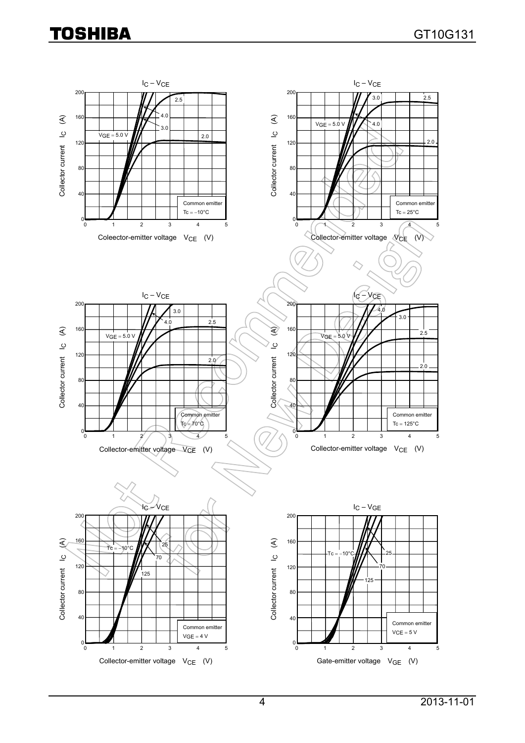$I_C – V_{CE}$

Collector current $I_C$ (A)

Coleector-emitter voltage $V_{CE}$ (V)

Common emitter
Tc = −10°C

$V_{GE}$ = 5.0 V, 4.0, 3.0, 2.5, 2.0

$I_C – V_{CE}$

Collector current $I_C$ (A)

Collector-emitter voltage $V_{CE}$ (V)

Common emitter
Tc = 25°C

$V_{GE}$ = 5.0 V, 4.0, 3.0, 2.5, 2.0

$I_C – V_{CE}$

Collector current $I_C$ (A)

Collector-emitter voltage $V_{CE}$ (V)

Common emitter
Tc = 70°C

$V_{GE}$ = 5.0 V, 4.0, 3.0, 2.5, 2.0

$I_C – V_{CE}$

Collector current $I_C$ (A)

Collector-emitter voltage $V_{CE}$ (V)

Common emitter
Tc = 125°C

$V_{GE}$ = 5.0 V, 4.0, 3.0, 2.5, 2.0

$I_C – V_{CE}$

Collector current $I_C$ (A)

Collector-emitter voltage $V_{CE}$ (V)

Common emitter
$V_{GE}$ = 4 V

Tc = −10°C, 25, 70, 125

$I_C – V_{GE}$

Collector current $I_C$ (A)

Gate-emitter voltage $V_{GE}$ (V)

Common emitter
$V_{CE}$ = 5 V

Tc = −10°C, 25, 70, 125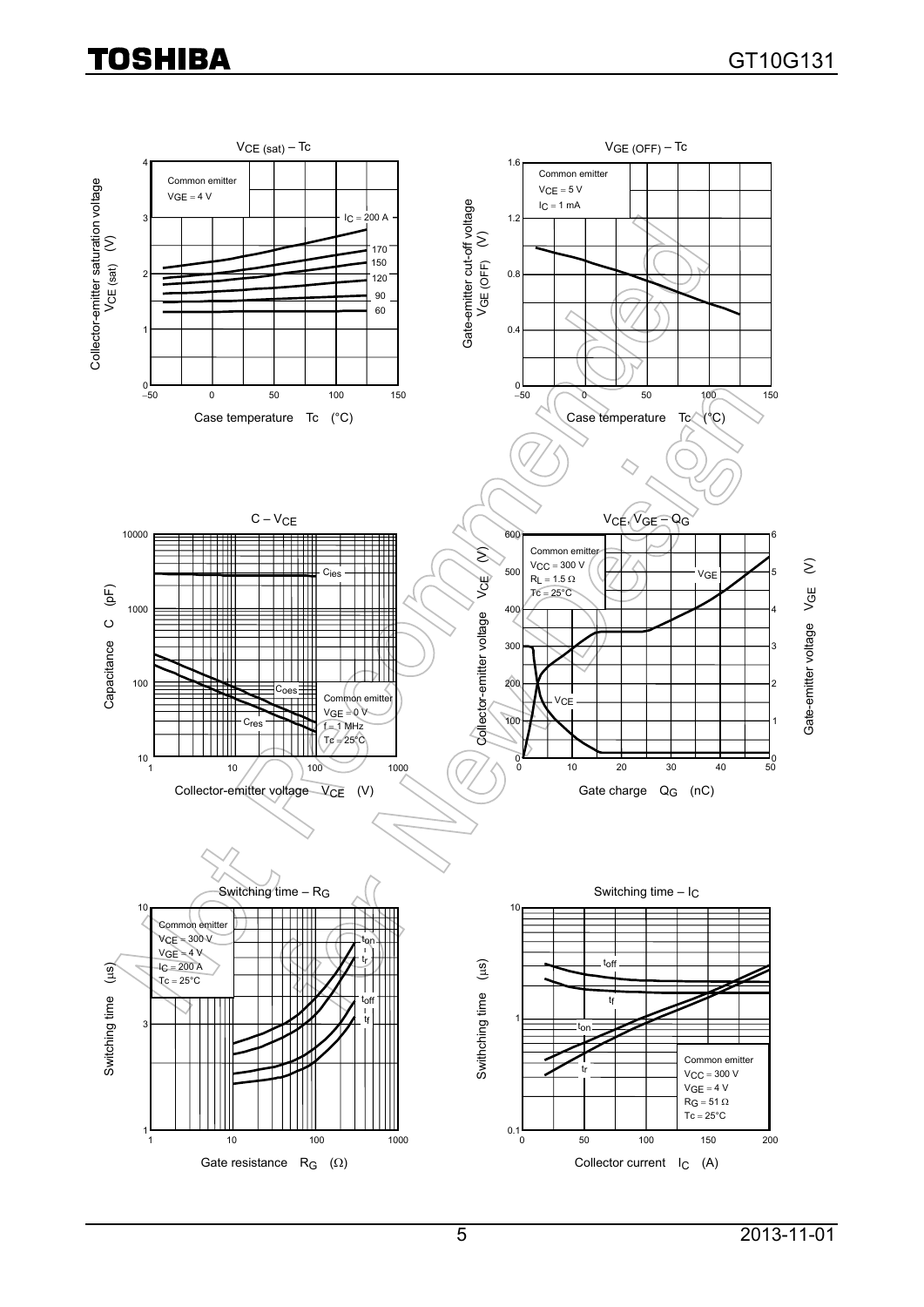### $V_{CE\ (sat)}$ – Tc

Common emitter
$V_{GE}$ = 4 V

$I_C$ = 200 A, 170, 150, 120, 90, 60

Collector-emitter saturation voltage $V_{CE\ (sat)}$ (V)

Case temperature Tc (°C)

### $V_{GE\ (OFF)}$ – Tc

Common emitter
$V_{CE}$ = 5 V
$I_C$ = 1 mA

Gate-emitter cut-off voltage $V_{GE\ (OFF)}$ (V)

Case temperature Tc (°C)

### C – $V_{CE}$

$C_{ies}$, $C_{oes}$, $C_{res}$

Common emitter
$V_{GE}$ = 0 V
f = 1 MHz
Tc = 25°C

Capacitance C (pF)

Collector-emitter voltage $V_{CE}$ (V)

### $V_{CE}$, $V_{GE}$ – $Q_G$

Common emitter
$V_{CC}$ = 300 V
$R_L$ = 1.5 Ω
Tc = 25°C

$V_{GE}$, $V_{CE}$

Collector-emitter voltage $V_{CE}$ (V)

Gate-emitter voltage $V_{GE}$ (V)

Gate charge $Q_G$ (nC)

### Switching time – $R_G$

Common emitter
$V_{CE}$ = 300 V
$V_{GE}$ = 4 V
$I_C$ = 200 A
Tc = 25°C

$t_{on}$, $t_r$, $t_{off}$, $t_f$

Switching time (μs)

Gate resistance $R_G$ (Ω)

### Switching time – $I_C$

$t_{off}$, $t_f$, $t_{on}$, $t_r$

Common emitter
$V_{CC}$ = 300 V
$V_{GE}$ = 4 V
$R_G$ = 51 Ω
Tc = 25°C

Switching time (μs)

Collector current $I_C$ (A)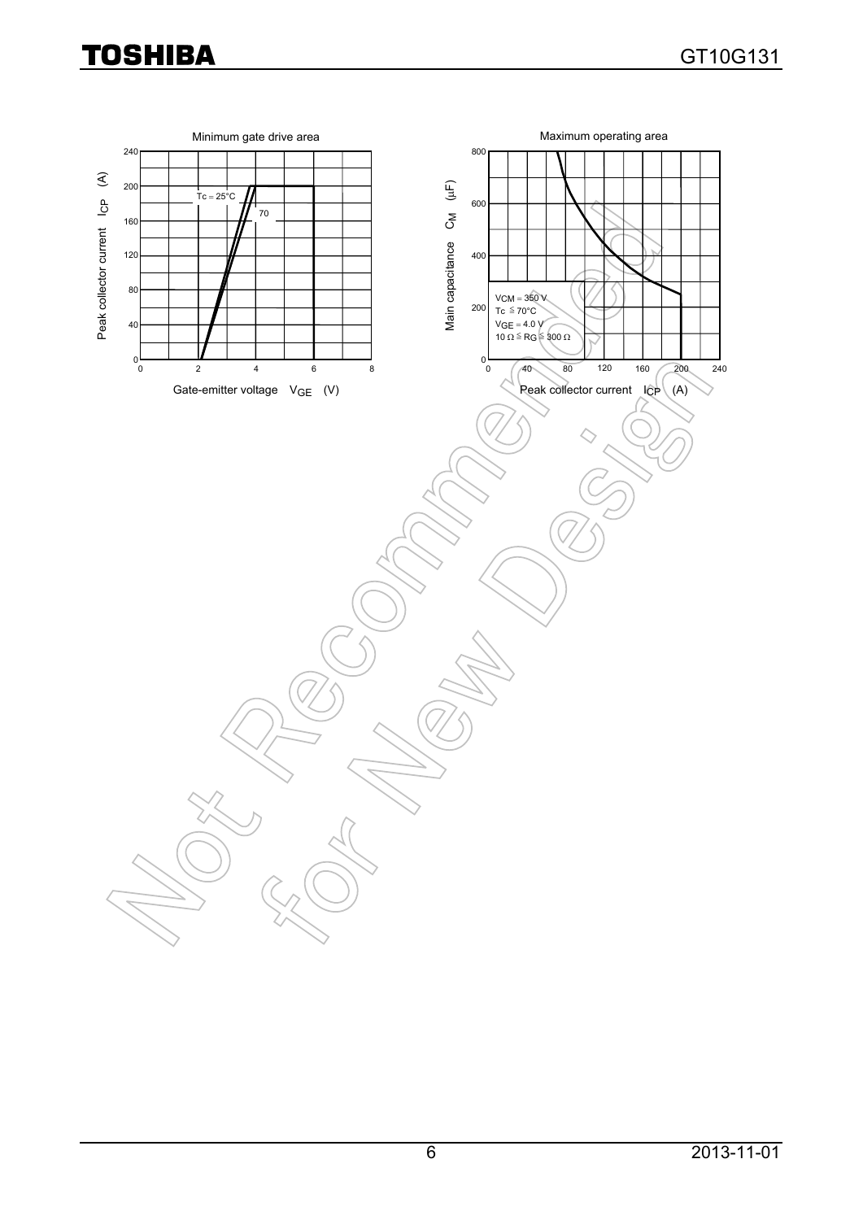Minimum gate drive area

Peak collector current $I_{CP}$ (A)

Gate-emitter voltage $V_{GE}$ (V)

Tc = 25°C

70

Maximum operating area

Main capacitance $C_M$ (μF)

Peak collector current $I_{CP}$ (A)

$V_{CM}$ = 350 V
Tc ≦ 70°C
$V_{GE}$ = 4.0 V
10 Ω ≦ $R_G$ ≦ 300 Ω

Not Recommended for New Design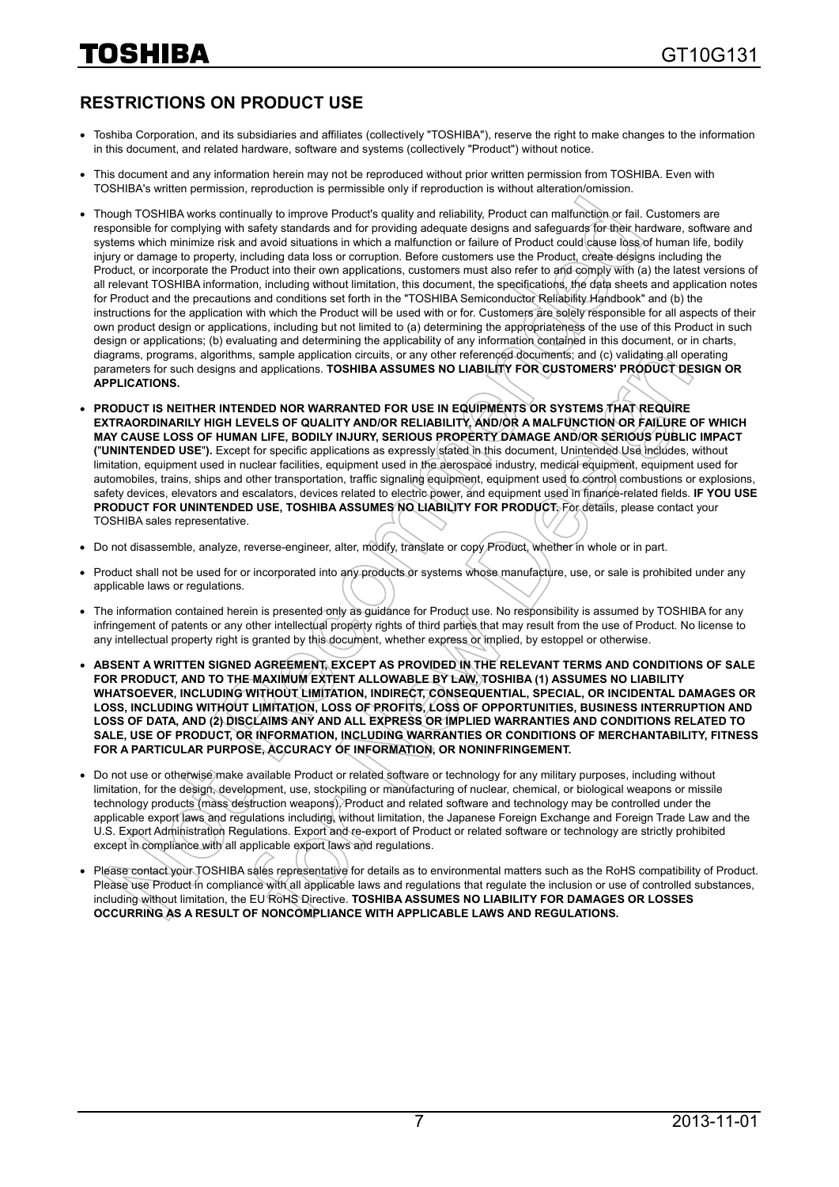## RESTRICTIONS ON PRODUCT USE

- Toshiba Corporation, and its subsidiaries and affiliates (collectively "TOSHIBA"), reserve the right to make changes to the information in this document, and related hardware, software and systems (collectively "Product") without notice.
- This document and any information herein may not be reproduced without prior written permission from TOSHIBA. Even with TOSHIBA's written permission, reproduction is permissible only if reproduction is without alteration/omission.
- Though TOSHIBA works continually to improve Product's quality and reliability, Product can malfunction or fail. Customers are responsible for complying with safety standards and for providing adequate designs and safeguards for their hardware, software and systems which minimize risk and avoid situations in which a malfunction or failure of Product could cause loss of human life, bodily injury or damage to property, including data loss or corruption. Before customers use the Product, create designs including the Product, or incorporate the Product into their own applications, customers must also refer to and comply with (a) the latest versions of all relevant TOSHIBA information, including without limitation, this document, the specifications, the data sheets and application notes for Product and the precautions and conditions set forth in the "TOSHIBA Semiconductor Reliability Handbook" and (b) the instructions for the application with which the Product will be used with or for. Customers are solely responsible for all aspects of their own product design or applications, including but not limited to (a) determining the appropriateness of the use of this Product in such design or applications; (b) evaluating and determining the applicability of any information contained in this document, or in charts, diagrams, programs, algorithms, sample application circuits, or any other referenced documents; and (c) validating all operating parameters for such designs and applications. **TOSHIBA ASSUMES NO LIABILITY FOR CUSTOMERS' PRODUCT DESIGN OR APPLICATIONS.**
- **PRODUCT IS NEITHER INTENDED NOR WARRANTED FOR USE IN EQUIPMENTS OR SYSTEMS THAT REQUIRE EXTRAORDINARILY HIGH LEVELS OF QUALITY AND/OR RELIABILITY, AND/OR A MALFUNCTION OR FAILURE OF WHICH MAY CAUSE LOSS OF HUMAN LIFE, BODILY INJURY, SERIOUS PROPERTY DAMAGE AND/OR SERIOUS PUBLIC IMPACT ("UNINTENDED USE").** Except for specific applications as expressly stated in this document, Unintended Use includes, without limitation, equipment used in nuclear facilities, equipment used in the aerospace industry, medical equipment, equipment used for automobiles, trains, ships and other transportation, traffic signaling equipment, equipment used to control combustions or explosions, safety devices, elevators and escalators, devices related to electric power, and equipment used in finance-related fields. **IF YOU USE PRODUCT FOR UNINTENDED USE, TOSHIBA ASSUMES NO LIABILITY FOR PRODUCT.** For details, please contact your TOSHIBA sales representative.
- Do not disassemble, analyze, reverse-engineer, alter, modify, translate or copy Product, whether in whole or in part.
- Product shall not be used for or incorporated into any products or systems whose manufacture, use, or sale is prohibited under any applicable laws or regulations.
- The information contained herein is presented only as guidance for Product use. No responsibility is assumed by TOSHIBA for any infringement of patents or any other intellectual property rights of third parties that may result from the use of Product. No license to any intellectual property right is granted by this document, whether express or implied, by estoppel or otherwise.
- **ABSENT A WRITTEN SIGNED AGREEMENT, EXCEPT AS PROVIDED IN THE RELEVANT TERMS AND CONDITIONS OF SALE FOR PRODUCT, AND TO THE MAXIMUM EXTENT ALLOWABLE BY LAW, TOSHIBA (1) ASSUMES NO LIABILITY WHATSOEVER, INCLUDING WITHOUT LIMITATION, INDIRECT, CONSEQUENTIAL, SPECIAL, OR INCIDENTAL DAMAGES OR LOSS, INCLUDING WITHOUT LIMITATION, LOSS OF PROFITS, LOSS OF OPPORTUNITIES, BUSINESS INTERRUPTION AND LOSS OF DATA, AND (2) DISCLAIMS ANY AND ALL EXPRESS OR IMPLIED WARRANTIES AND CONDITIONS RELATED TO SALE, USE OF PRODUCT, OR INFORMATION, INCLUDING WARRANTIES OR CONDITIONS OF MERCHANTABILITY, FITNESS FOR A PARTICULAR PURPOSE, ACCURACY OF INFORMATION, OR NONINFRINGEMENT.**
- Do not use or otherwise make available Product or related software or technology for any military purposes, including without limitation, for the design, development, use, stockpiling or manufacturing of nuclear, chemical, or biological weapons or missile technology products (mass destruction weapons). Product and related software and technology may be controlled under the applicable export laws and regulations including, without limitation, the Japanese Foreign Exchange and Foreign Trade Law and the U.S. Export Administration Regulations. Export and re-export of Product or related software or technology are strictly prohibited except in compliance with all applicable export laws and regulations.
- Please contact your TOSHIBA sales representative for details as to environmental matters such as the RoHS compatibility of Product. Please use Product in compliance with all applicable laws and regulations that regulate the inclusion or use of controlled substances, including without limitation, the EU RoHS Directive. **TOSHIBA ASSUMES NO LIABILITY FOR DAMAGES OR LOSSES OCCURRING AS A RESULT OF NONCOMPLIANCE WITH APPLICABLE LAWS AND REGULATIONS.**